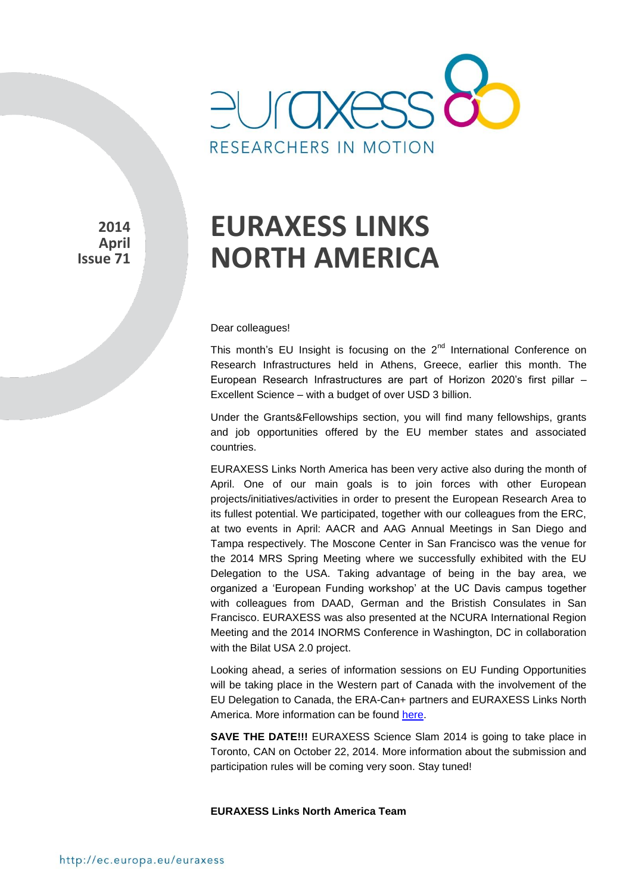euraxess
RESEARCHERS IN MOTION

**2014**
**April**
**Issue 71**

# EURAXESS LINKS NORTH AMERICA

Dear colleagues!

This month's EU Insight is focusing on the 2nd International Conference on Research Infrastructures held in Athens, Greece, earlier this month. The European Research Infrastructures are part of Horizon 2020's first pillar – Excellent Science – with a budget of over USD 3 billion.

Under the Grants&Fellowships section, you will find many fellowships, grants and job opportunities offered by the EU member states and associated countries.

EURAXESS Links North America has been very active also during the month of April. One of our main goals is to join forces with other European projects/initiatives/activities in order to present the European Research Area to its fullest potential. We participated, together with our colleagues from the ERC, at two events in April: AACR and AAG Annual Meetings in San Diego and Tampa respectively. The Moscone Center in San Francisco was the venue for the 2014 MRS Spring Meeting where we successfully exhibited with the EU Delegation to the USA. Taking advantage of being in the bay area, we organized a 'European Funding workshop' at the UC Davis campus together with colleagues from DAAD, German and the Bristish Consulates in San Francisco. EURAXESS was also presented at the NCURA International Region Meeting and the 2014 INORMS Conference in Washington, DC in collaboration with the Bilat USA 2.0 project.

Looking ahead, a series of information sessions on EU Funding Opportunities will be taking place in the Western part of Canada with the involvement of the EU Delegation to Canada, the ERA-Can+ partners and EURAXESS Links North America. More information can be found here.

**SAVE THE DATE!!!** EURAXESS Science Slam 2014 is going to take place in Toronto, CAN on October 22, 2014. More information about the submission and participation rules will be coming very soon. Stay tuned!

**EURAXESS Links North America Team**

http://ec.europa.eu/euraxess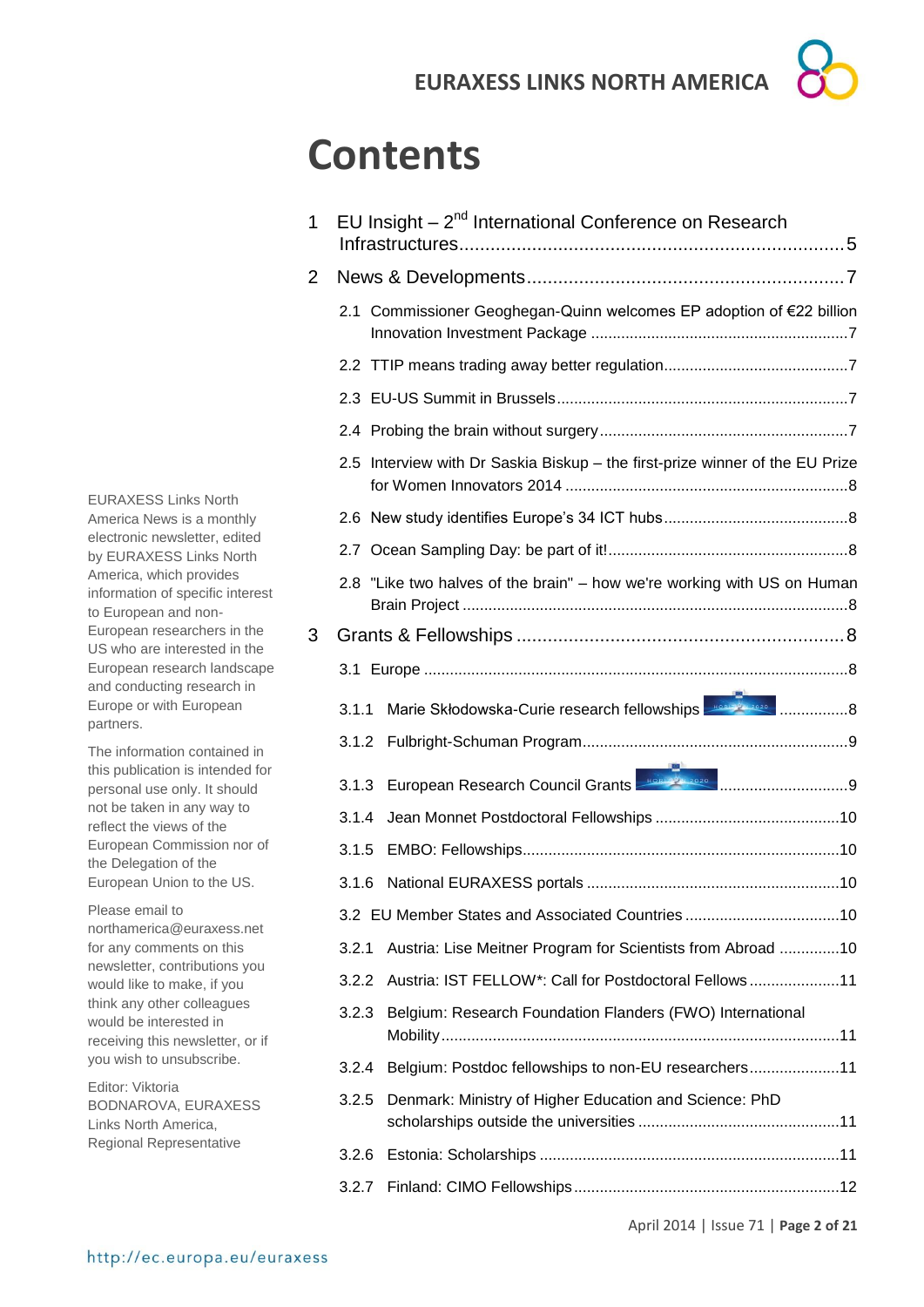# Contents

1 EU Insight – 2nd International Conference on Research Infrastructures .......... 5

2 News & Developments .......... 7

- 2.1 Commissioner Geoghegan-Quinn welcomes EP adoption of €22 billion Innovation Investment Package .......... 7
- 2.2 TTIP means trading away better regulation .......... 7
- 2.3 EU-US Summit in Brussels .......... 7
- 2.4 Probing the brain without surgery .......... 7
- 2.5 Interview with Dr Saskia Biskup – the first-prize winner of the EU Prize for Women Innovators 2014 .......... 8
- 2.6 New study identifies Europe's 34 ICT hubs .......... 8
- 2.7 Ocean Sampling Day: be part of it! .......... 8
- 2.8 "Like two halves of the brain" – how we're working with US on Human Brain Project .......... 8

3 Grants & Fellowships .......... 8

- 3.1 Europe .......... 8
  - 3.1.1 Marie Skłodowska-Curie research fellowships .......... 8
  - 3.1.2 Fulbright-Schuman Program .......... 9
  - 3.1.3 European Research Council Grants .......... 9
  - 3.1.4 Jean Monnet Postdoctoral Fellowships .......... 10
  - 3.1.5 EMBO: Fellowships .......... 10
  - 3.1.6 National EURAXESS portals .......... 10
- 3.2 EU Member States and Associated Countries .......... 10
  - 3.2.1 Austria: Lise Meitner Program for Scientists from Abroad .......... 10
  - 3.2.2 Austria: IST FELLOW*: Call for Postdoctoral Fellows .......... 11
  - 3.2.3 Belgium: Research Foundation Flanders (FWO) International Mobility .......... 11
  - 3.2.4 Belgium: Postdoc fellowships to non-EU researchers .......... 11
  - 3.2.5 Denmark: Ministry of Higher Education and Science: PhD scholarships outside the universities .......... 11
  - 3.2.6 Estonia: Scholarships .......... 11
  - 3.2.7 Finland: CIMO Fellowships .......... 12

EURAXESS Links North America News is a monthly electronic newsletter, edited by EURAXESS Links North America, which provides information of specific interest to European and non-European researchers in the US who are interested in the European research landscape and conducting research in Europe or with European partners.

The information contained in this publication is intended for personal use only. It should not be taken in any way to reflect the views of the European Commission nor of the Delegation of the European Union to the US.

Please email to northamerica@euraxess.net for any comments on this newsletter, contributions you would like to make, if you think any other colleagues would be interested in receiving this newsletter, or if you wish to unsubscribe.

Editor: Viktoria BODNAROVA, EURAXESS Links North America, Regional Representative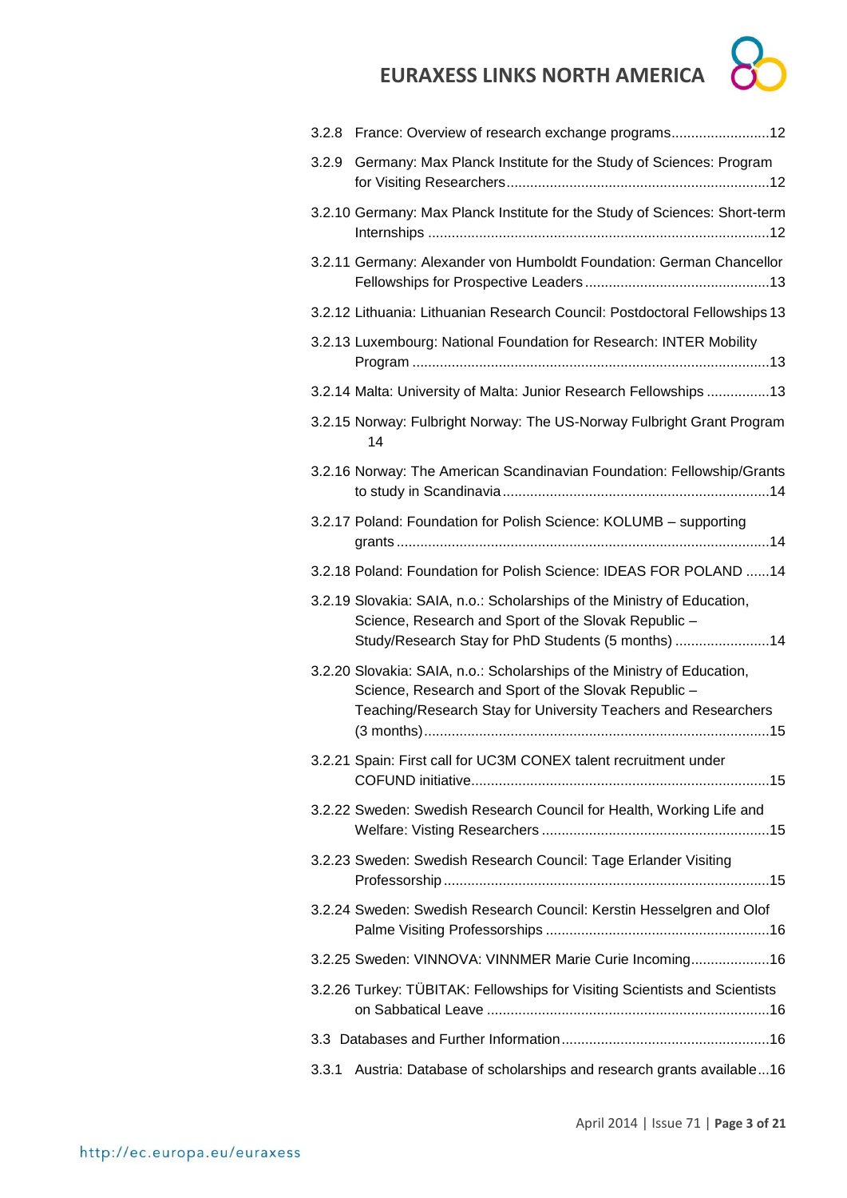3.2.8 France: Overview of research exchange programs .......................... 12

3.2.9 Germany: Max Planck Institute for the Study of Sciences: Program for Visiting Researchers .......................... 12

3.2.10 Germany: Max Planck Institute for the Study of Sciences: Short-term Internships .......................... 12

3.2.11 Germany: Alexander von Humboldt Foundation: German Chancellor Fellowships for Prospective Leaders .......................... 13

3.2.12 Lithuania: Lithuanian Research Council: Postdoctoral Fellowships 13

3.2.13 Luxembourg: National Foundation for Research: INTER Mobility Program .......................... 13

3.2.14 Malta: University of Malta: Junior Research Fellowships .......................... 13

3.2.15 Norway: Fulbright Norway: The US-Norway Fulbright Grant Program 14

3.2.16 Norway: The American Scandinavian Foundation: Fellowship/Grants to study in Scandinavia .......................... 14

3.2.17 Poland: Foundation for Polish Science: KOLUMB – supporting grants .......................... 14

3.2.18 Poland: Foundation for Polish Science: IDEAS FOR POLAND ...... 14

3.2.19 Slovakia: SAIA, n.o.: Scholarships of the Ministry of Education, Science, Research and Sport of the Slovak Republic – Study/Research Stay for PhD Students (5 months) .......................... 14

3.2.20 Slovakia: SAIA, n.o.: Scholarships of the Ministry of Education, Science, Research and Sport of the Slovak Republic – Teaching/Research Stay for University Teachers and Researchers (3 months) .......................... 15

3.2.21 Spain: First call for UC3M CONEX talent recruitment under COFUND initiative .......................... 15

3.2.22 Sweden: Swedish Research Council for Health, Working Life and Welfare: Visting Researchers .......................... 15

3.2.23 Sweden: Swedish Research Council: Tage Erlander Visiting Professorship .......................... 15

3.2.24 Sweden: Swedish Research Council: Kerstin Hesselgren and Olof Palme Visiting Professorships .......................... 16

3.2.25 Sweden: VINNOVA: VINNMER Marie Curie Incoming .......................... 16

3.2.26 Turkey: TÜBITAK: Fellowships for Visiting Scientists and Scientists on Sabbatical Leave .......................... 16

3.3 Databases and Further Information .......................... 16

3.3.1 Austria: Database of scholarships and research grants available ... 16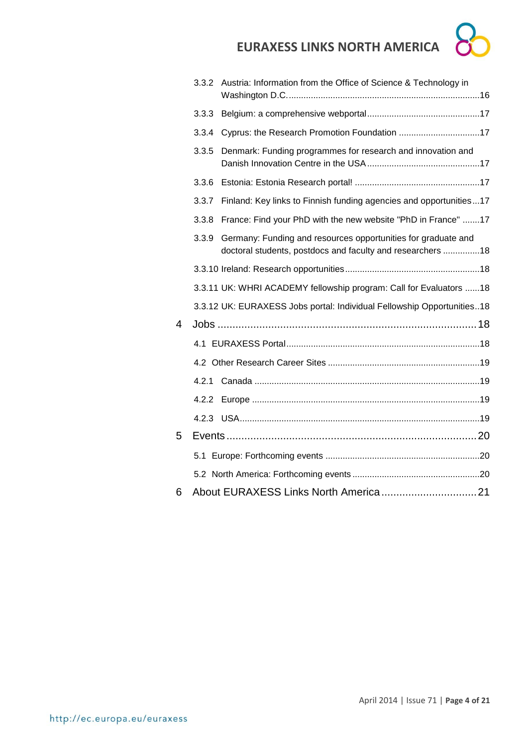- 3.3.2 Austria: Information from the Office of Science & Technology in Washington D.C. ....16
- 3.3.3 Belgium: a comprehensive webportal ....17
- 3.3.4 Cyprus: the Research Promotion Foundation ....17
- 3.3.5 Denmark: Funding programmes for research and innovation and Danish Innovation Centre in the USA ....17
- 3.3.6 Estonia: Estonia Research portal! ....17
- 3.3.7 Finland: Key links to Finnish funding agencies and opportunities ....17
- 3.3.8 France: Find your PhD with the new website "PhD in France" ....17
- 3.3.9 Germany: Funding and resources opportunities for graduate and doctoral students, postdocs and faculty and researchers ....18
- 3.3.10 Ireland: Research opportunities ....18
- 3.3.11 UK: WHRI ACADEMY fellowship program: Call for Evaluators ....18
- 3.3.12 UK: EURAXESS Jobs portal: Individual Fellowship Opportunities ....18

4 Jobs ....18
- 4.1 EURAXESS Portal ....18
- 4.2 Other Research Career Sites ....19
- 4.2.1 Canada ....19
- 4.2.2 Europe ....19
- 4.2.3 USA ....19

5 Events ....20
- 5.1 Europe: Forthcoming events ....20
- 5.2 North America: Forthcoming events ....20

6 About EURAXESS Links North America ....21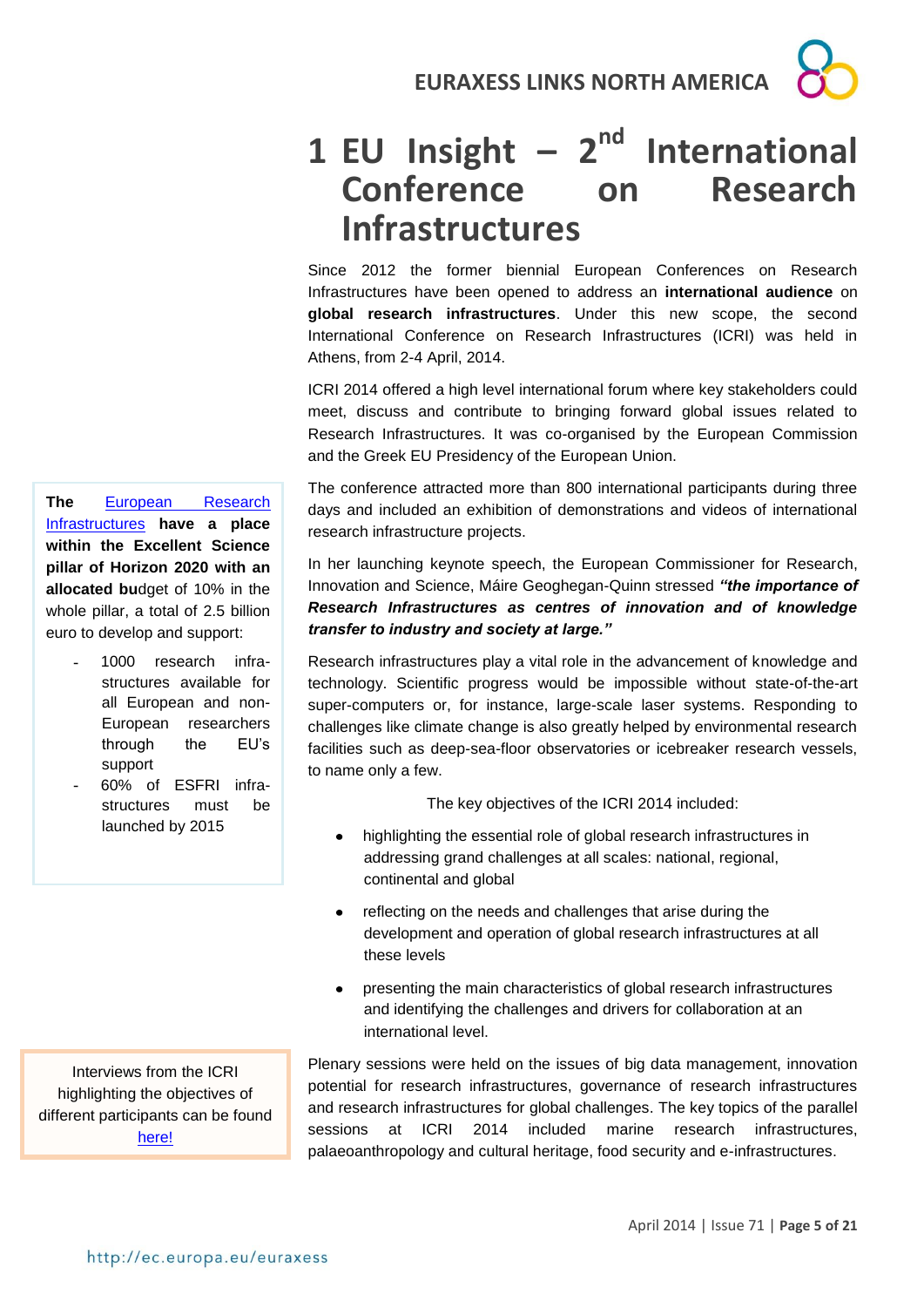# 1 EU Insight – 2nd International Conference on Research Infrastructures

Since 2012 the former biennial European Conferences on Research Infrastructures have been opened to address an **international audience** on **global research infrastructures**. Under this new scope, the second International Conference on Research Infrastructures (ICRI) was held in Athens, from 2-4 April, 2014.

ICRI 2014 offered a high level international forum where key stakeholders could meet, discuss and contribute to bringing forward global issues related to Research Infrastructures. It was co-organised by the European Commission and the Greek EU Presidency of the European Union.

The conference attracted more than 800 international participants during three days and included an exhibition of demonstrations and videos of international research infrastructure projects.

In her launching keynote speech, the European Commissioner for Research, Innovation and Science, Máire Geoghegan-Quinn stressed ***"the importance of Research Infrastructures as centres of innovation and of knowledge transfer to industry and society at large."***

Research infrastructures play a vital role in the advancement of knowledge and technology. Scientific progress would be impossible without state-of-the-art super-computers or, for instance, large-scale laser systems. Responding to challenges like climate change is also greatly helped by environmental research facilities such as deep-sea-floor observatories or icebreaker research vessels, to name only a few.

The key objectives of the ICRI 2014 included:

- highlighting the essential role of global research infrastructures in addressing grand challenges at all scales: national, regional, continental and global
- reflecting on the needs and challenges that arise during the development and operation of global research infrastructures at all these levels
- presenting the main characteristics of global research infrastructures and identifying the challenges and drivers for collaboration at an international level.

Plenary sessions were held on the issues of big data management, innovation potential for research infrastructures, governance of research infrastructures and research infrastructures for global challenges. The key topics of the parallel sessions at ICRI 2014 included marine research infrastructures, palaeoanthropology and cultural heritage, food security and e-infrastructures.

**The [European Research Infrastructures](#) have a place within the Excellent Science pillar of Horizon 2020 with an allocated bu**dget of 10% in the whole pillar, a total of 2.5 billion euro to develop and support:

- 1000 research infra-structures available for all European and non-European researchers through the EU's support
- 60% of ESFRI infra-structures must be launched by 2015

Interviews from the ICRI highlighting the objectives of different participants can be found [here!](#)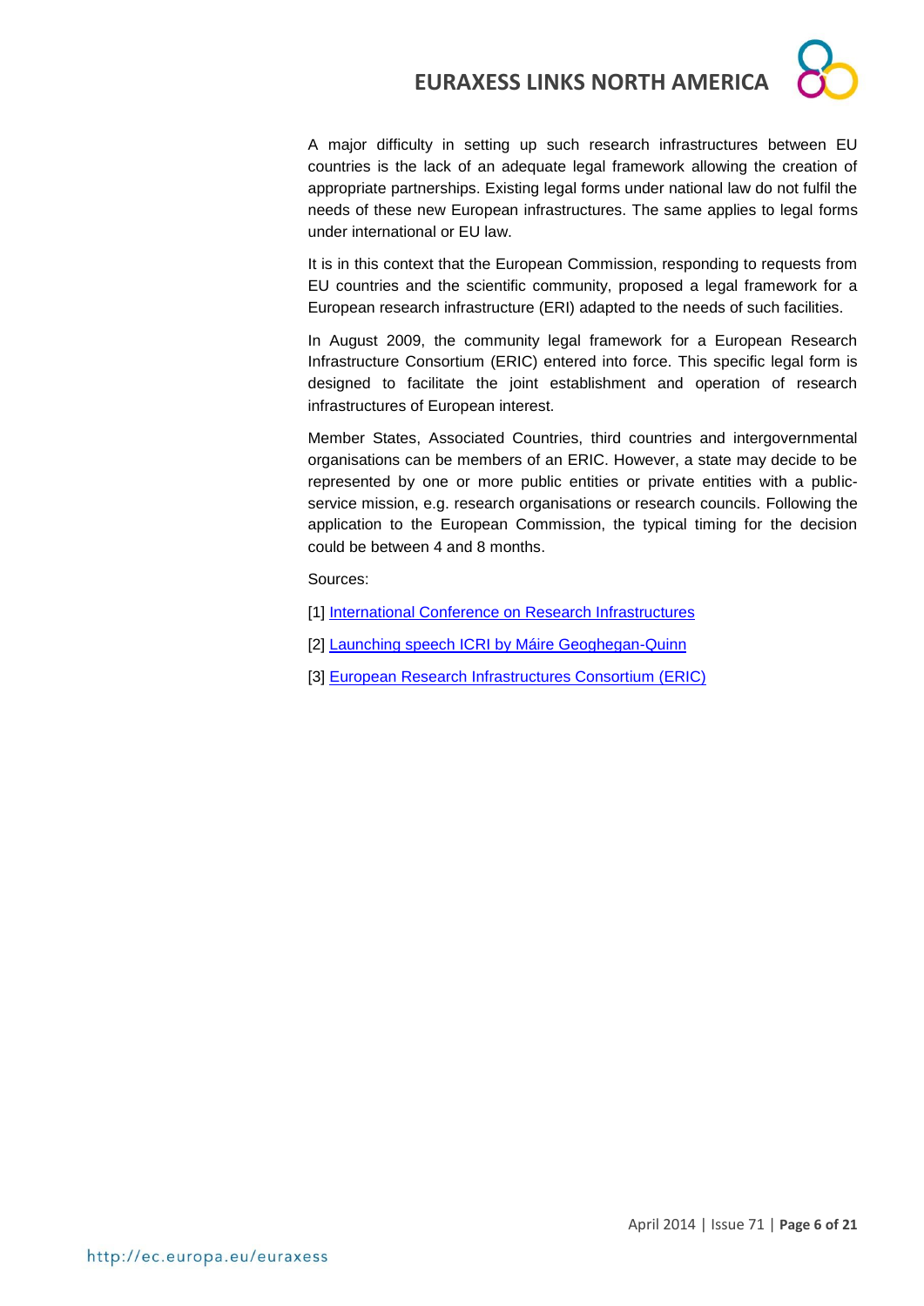A major difficulty in setting up such research infrastructures between EU countries is the lack of an adequate legal framework allowing the creation of appropriate partnerships. Existing legal forms under national law do not fulfil the needs of these new European infrastructures. The same applies to legal forms under international or EU law.

It is in this context that the European Commission, responding to requests from EU countries and the scientific community, proposed a legal framework for a European research infrastructure (ERI) adapted to the needs of such facilities.

In August 2009, the community legal framework for a European Research Infrastructure Consortium (ERIC) entered into force. This specific legal form is designed to facilitate the joint establishment and operation of research infrastructures of European interest.

Member States, Associated Countries, third countries and intergovernmental organisations can be members of an ERIC. However, a state may decide to be represented by one or more public entities or private entities with a public-service mission, e.g. research organisations or research councils. Following the application to the European Commission, the typical timing for the decision could be between 4 and 8 months.

Sources:

[1] International Conference on Research Infrastructures

[2] Launching speech ICRI by Máire Geoghegan-Quinn

[3] European Research Infrastructures Consortium (ERIC)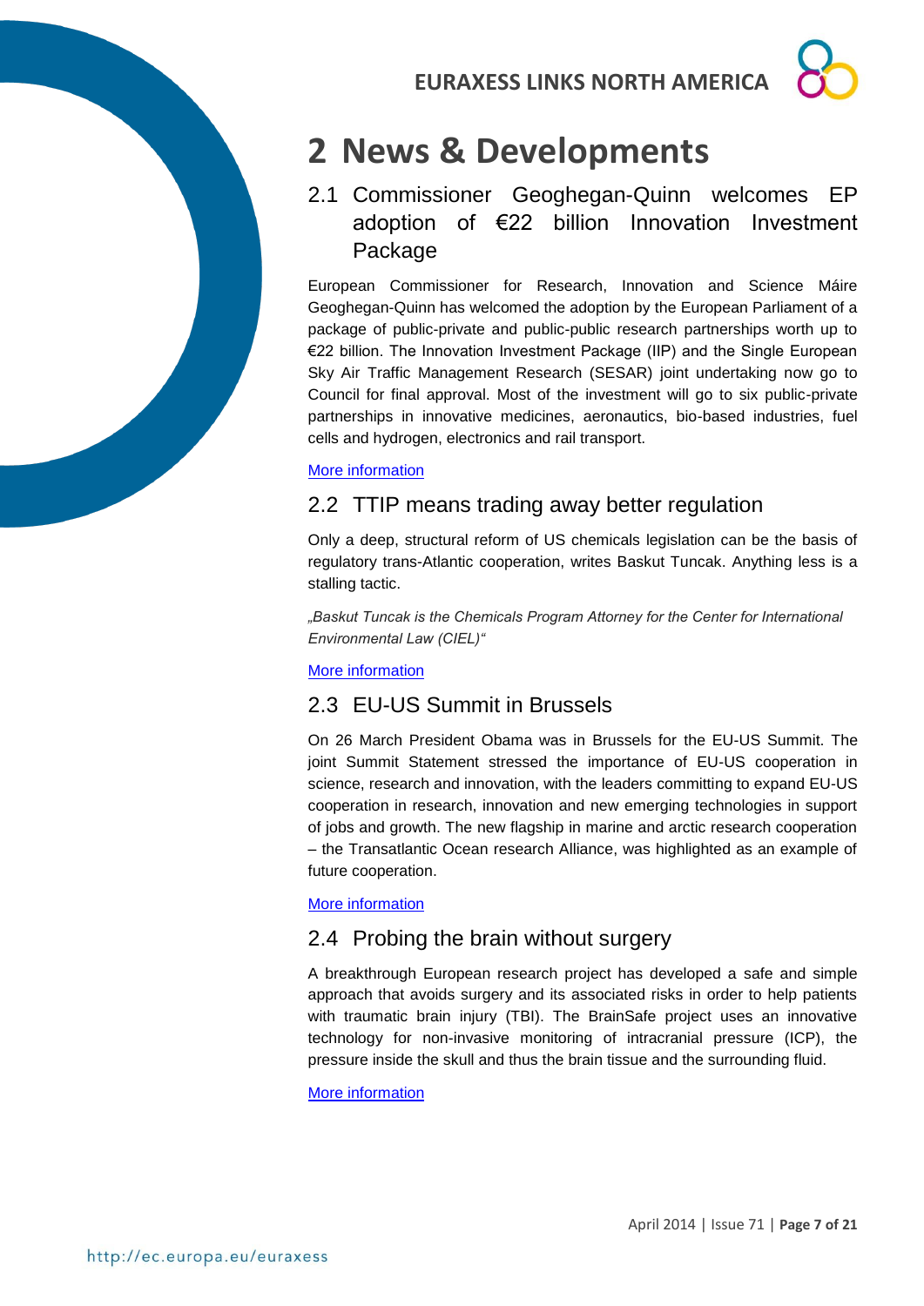# 2 News & Developments

## 2.1 Commissioner Geoghegan-Quinn welcomes EP adoption of €22 billion Innovation Investment Package

European Commissioner for Research, Innovation and Science Máire Geoghegan-Quinn has welcomed the adoption by the European Parliament of a package of public-private and public-public research partnerships worth up to €22 billion. The Innovation Investment Package (IIP) and the Single European Sky Air Traffic Management Research (SESAR) joint undertaking now go to Council for final approval. Most of the investment will go to six public-private partnerships in innovative medicines, aeronautics, bio-based industries, fuel cells and hydrogen, electronics and rail transport.

More information

## 2.2 TTIP means trading away better regulation

Only a deep, structural reform of US chemicals legislation can be the basis of regulatory trans-Atlantic cooperation, writes Baskut Tuncak. Anything less is a stalling tactic.

*„Baskut Tuncak is the Chemicals Program Attorney for the Center for International Environmental Law (CIEL)"*

More information

## 2.3 EU-US Summit in Brussels

On 26 March President Obama was in Brussels for the EU-US Summit. The joint Summit Statement stressed the importance of EU-US cooperation in science, research and innovation, with the leaders committing to expand EU-US cooperation in research, innovation and new emerging technologies in support of jobs and growth. The new flagship in marine and arctic research cooperation – the Transatlantic Ocean research Alliance, was highlighted as an example of future cooperation.

More information

## 2.4 Probing the brain without surgery

A breakthrough European research project has developed a safe and simple approach that avoids surgery and its associated risks in order to help patients with traumatic brain injury (TBI). The BrainSafe project uses an innovative technology for non-invasive monitoring of intracranial pressure (ICP), the pressure inside the skull and thus the brain tissue and the surrounding fluid.

More information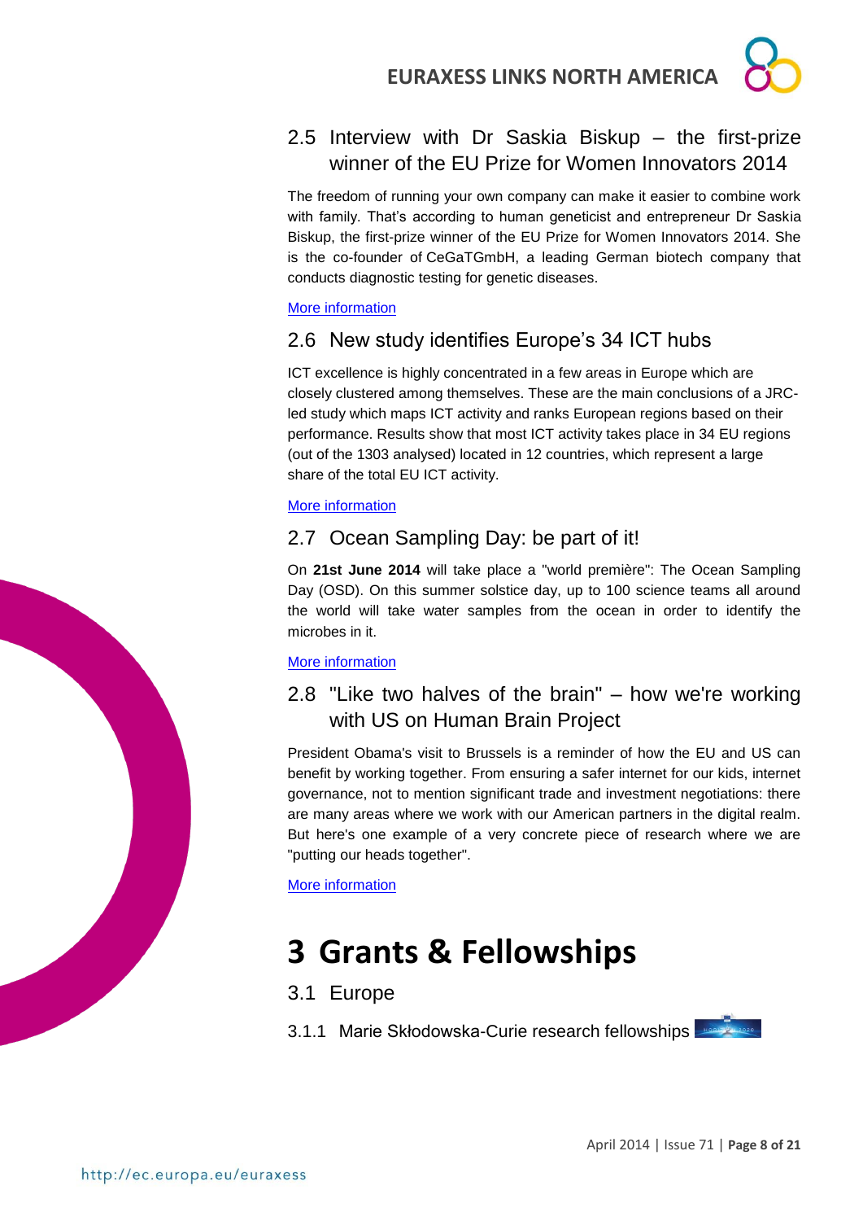## 2.5 Interview with Dr Saskia Biskup – the first-prize winner of the EU Prize for Women Innovators 2014

The freedom of running your own company can make it easier to combine work with family. That's according to human geneticist and entrepreneur Dr Saskia Biskup, the first-prize winner of the EU Prize for Women Innovators 2014. She is the co-founder of CeGaTGmbH, a leading German biotech company that conducts diagnostic testing for genetic diseases.

More information

## 2.6 New study identifies Europe's 34 ICT hubs

ICT excellence is highly concentrated in a few areas in Europe which are closely clustered among themselves. These are the main conclusions of a JRC-led study which maps ICT activity and ranks European regions based on their performance. Results show that most ICT activity takes place in 34 EU regions (out of the 1303 analysed) located in 12 countries, which represent a large share of the total EU ICT activity.

More information

## 2.7 Ocean Sampling Day: be part of it!

On **21st June 2014** will take place a "world première": The Ocean Sampling Day (OSD). On this summer solstice day, up to 100 science teams all around the world will take water samples from the ocean in order to identify the microbes in it.

More information

## 2.8 "Like two halves of the brain" – how we're working with US on Human Brain Project

President Obama's visit to Brussels is a reminder of how the EU and US can benefit by working together. From ensuring a safer internet for our kids, internet governance, not to mention significant trade and investment negotiations: there are many areas where we work with our American partners in the digital realm. But here's one example of a very concrete piece of research where we are "putting our heads together".

More information

# 3 Grants & Fellowships

## 3.1 Europe

### 3.1.1 Marie Skłodowska-Curie research fellowships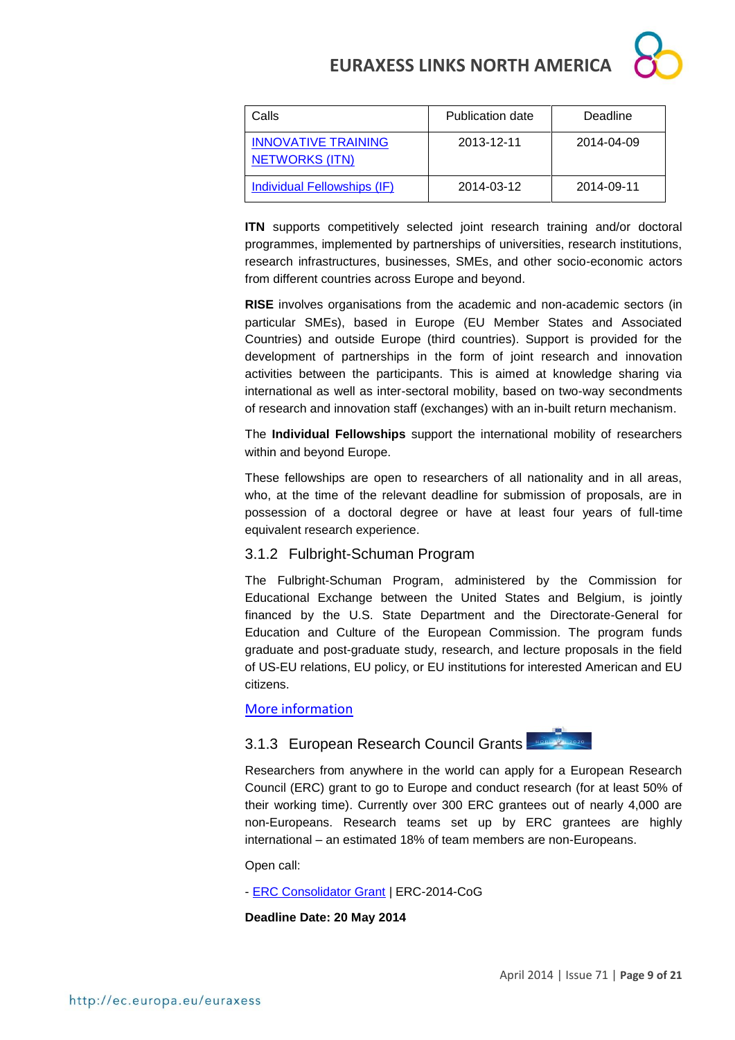| Calls | Publication date | Deadline |
| --- | --- | --- |
| INNOVATIVE TRAINING NETWORKS (ITN) | 2013-12-11 | 2014-04-09 |
| Individual Fellowships (IF) | 2014-03-12 | 2014-09-11 |

**ITN** supports competitively selected joint research training and/or doctoral programmes, implemented by partnerships of universities, research institutions, research infrastructures, businesses, SMEs, and other socio-economic actors from different countries across Europe and beyond.

**RISE** involves organisations from the academic and non-academic sectors (in particular SMEs), based in Europe (EU Member States and Associated Countries) and outside Europe (third countries). Support is provided for the development of partnerships in the form of joint research and innovation activities between the participants. This is aimed at knowledge sharing via international as well as inter-sectoral mobility, based on two-way secondments of research and innovation staff (exchanges) with an in-built return mechanism.

The **Individual Fellowships** support the international mobility of researchers within and beyond Europe.

These fellowships are open to researchers of all nationality and in all areas, who, at the time of the relevant deadline for submission of proposals, are in possession of a doctoral degree or have at least four years of full-time equivalent research experience.

### 3.1.2 Fulbright-Schuman Program

The Fulbright-Schuman Program, administered by the Commission for Educational Exchange between the United States and Belgium, is jointly financed by the U.S. State Department and the Directorate-General for Education and Culture of the European Commission. The program funds graduate and post-graduate study, research, and lecture proposals in the field of US-EU relations, EU policy, or EU institutions for interested American and EU citizens.

More information

### 3.1.3 European Research Council Grants

Researchers from anywhere in the world can apply for a European Research Council (ERC) grant to go to Europe and conduct research (for at least 50% of their working time). Currently over 300 ERC grantees out of nearly 4,000 are non-Europeans. Research teams set up by ERC grantees are highly international – an estimated 18% of team members are non-Europeans.

Open call:

- ERC Consolidator Grant | ERC-2014-CoG

**Deadline Date: 20 May 2014**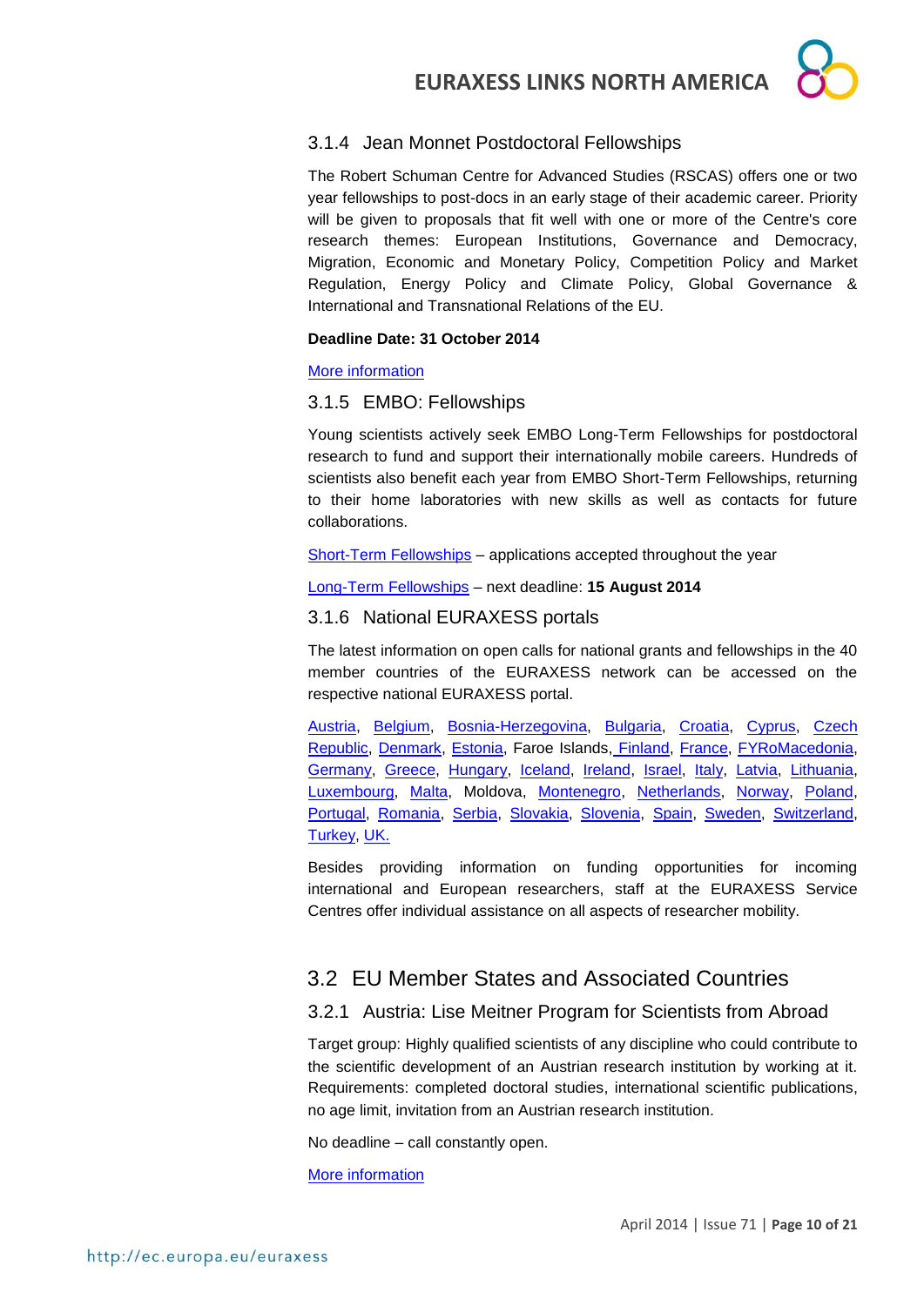### 3.1.4 Jean Monnet Postdoctoral Fellowships

The Robert Schuman Centre for Advanced Studies (RSCAS) offers one or two year fellowships to post-docs in an early stage of their academic career. Priority will be given to proposals that fit well with one or more of the Centre's core research themes: European Institutions, Governance and Democracy, Migration, Economic and Monetary Policy, Competition Policy and Market Regulation, Energy Policy and Climate Policy, Global Governance & International and Transnational Relations of the EU.

**Deadline Date: 31 October 2014**

More information

### 3.1.5 EMBO: Fellowships

Young scientists actively seek EMBO Long-Term Fellowships for postdoctoral research to fund and support their internationally mobile careers. Hundreds of scientists also benefit each year from EMBO Short-Term Fellowships, returning to their home laboratories with new skills as well as contacts for future collaborations.

Short-Term Fellowships – applications accepted throughout the year

Long-Term Fellowships – next deadline: **15 August 2014**

### 3.1.6 National EURAXESS portals

The latest information on open calls for national grants and fellowships in the 40 member countries of the EURAXESS network can be accessed on the respective national EURAXESS portal.

Austria, Belgium, Bosnia-Herzegovina, Bulgaria, Croatia, Cyprus, Czech Republic, Denmark, Estonia, Faroe Islands, Finland, France, FYRoMacedonia, Germany, Greece, Hungary, Iceland, Ireland, Israel, Italy, Latvia, Lithuania, Luxembourg, Malta, Moldova, Montenegro, Netherlands, Norway, Poland, Portugal, Romania, Serbia, Slovakia, Slovenia, Spain, Sweden, Switzerland, Turkey, UK.

Besides providing information on funding opportunities for incoming international and European researchers, staff at the EURAXESS Service Centres offer individual assistance on all aspects of researcher mobility.

## 3.2 EU Member States and Associated Countries

### 3.2.1 Austria: Lise Meitner Program for Scientists from Abroad

Target group: Highly qualified scientists of any discipline who could contribute to the scientific development of an Austrian research institution by working at it. Requirements: completed doctoral studies, international scientific publications, no age limit, invitation from an Austrian research institution.

No deadline – call constantly open.

More information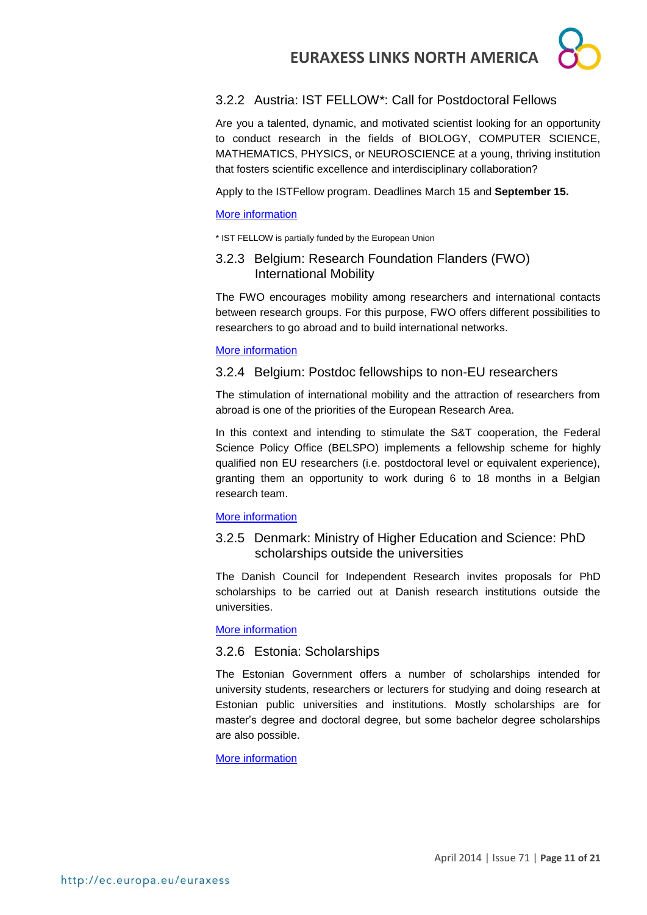### 3.2.2 Austria: IST FELLOW*: Call for Postdoctoral Fellows

Are you a talented, dynamic, and motivated scientist looking for an opportunity to conduct research in the fields of BIOLOGY, COMPUTER SCIENCE, MATHEMATICS, PHYSICS, or NEUROSCIENCE at a young, thriving institution that fosters scientific excellence and interdisciplinary collaboration?

Apply to the ISTFellow program. Deadlines March 15 and **September 15.**

More information

* IST FELLOW is partially funded by the European Union

### 3.2.3 Belgium: Research Foundation Flanders (FWO) International Mobility

The FWO encourages mobility among researchers and international contacts between research groups. For this purpose, FWO offers different possibilities to researchers to go abroad and to build international networks.

More information

### 3.2.4 Belgium: Postdoc fellowships to non-EU researchers

The stimulation of international mobility and the attraction of researchers from abroad is one of the priorities of the European Research Area.

In this context and intending to stimulate the S&T cooperation, the Federal Science Policy Office (BELSPO) implements a fellowship scheme for highly qualified non EU researchers (i.e. postdoctoral level or equivalent experience), granting them an opportunity to work during 6 to 18 months in a Belgian research team.

More information

### 3.2.5 Denmark: Ministry of Higher Education and Science: PhD scholarships outside the universities

The Danish Council for Independent Research invites proposals for PhD scholarships to be carried out at Danish research institutions outside the universities.

More information

### 3.2.6 Estonia: Scholarships

The Estonian Government offers a number of scholarships intended for university students, researchers or lecturers for studying and doing research at Estonian public universities and institutions. Mostly scholarships are for master's degree and doctoral degree, but some bachelor degree scholarships are also possible.

More information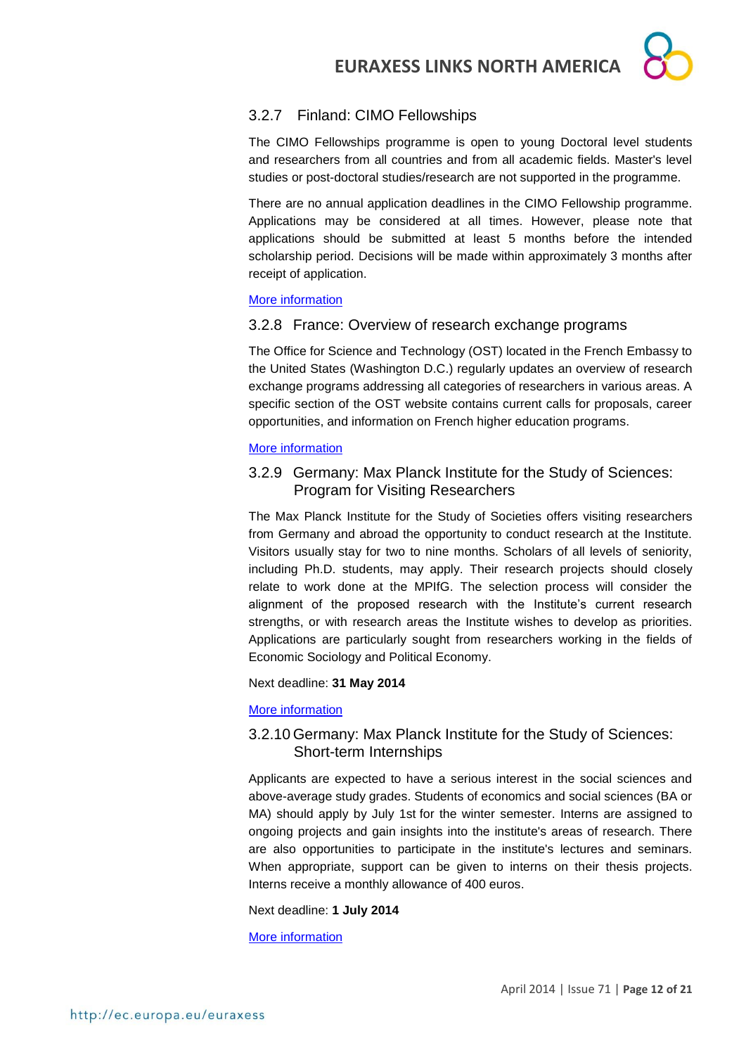### 3.2.7 Finland: CIMO Fellowships

The CIMO Fellowships programme is open to young Doctoral level students and researchers from all countries and from all academic fields. Master's level studies or post-doctoral studies/research are not supported in the programme.

There are no annual application deadlines in the CIMO Fellowship programme. Applications may be considered at all times. However, please note that applications should be submitted at least 5 months before the intended scholarship period. Decisions will be made within approximately 3 months after receipt of application.

More information

### 3.2.8 France: Overview of research exchange programs

The Office for Science and Technology (OST) located in the French Embassy to the United States (Washington D.C.) regularly updates an overview of research exchange programs addressing all categories of researchers in various areas. A specific section of the OST website contains current calls for proposals, career opportunities, and information on French higher education programs.

More information

### 3.2.9 Germany: Max Planck Institute for the Study of Sciences: Program for Visiting Researchers

The Max Planck Institute for the Study of Societies offers visiting researchers from Germany and abroad the opportunity to conduct research at the Institute. Visitors usually stay for two to nine months. Scholars of all levels of seniority, including Ph.D. students, may apply. Their research projects should closely relate to work done at the MPIfG. The selection process will consider the alignment of the proposed research with the Institute's current research strengths, or with research areas the Institute wishes to develop as priorities. Applications are particularly sought from researchers working in the fields of Economic Sociology and Political Economy.

Next deadline: **31 May 2014**

More information

### 3.2.10 Germany: Max Planck Institute for the Study of Sciences: Short-term Internships

Applicants are expected to have a serious interest in the social sciences and above-average study grades. Students of economics and social sciences (BA or MA) should apply by July 1st for the winter semester. Interns are assigned to ongoing projects and gain insights into the institute's areas of research. There are also opportunities to participate in the institute's lectures and seminars. When appropriate, support can be given to interns on their thesis projects. Interns receive a monthly allowance of 400 euros.

Next deadline: **1 July 2014**

More information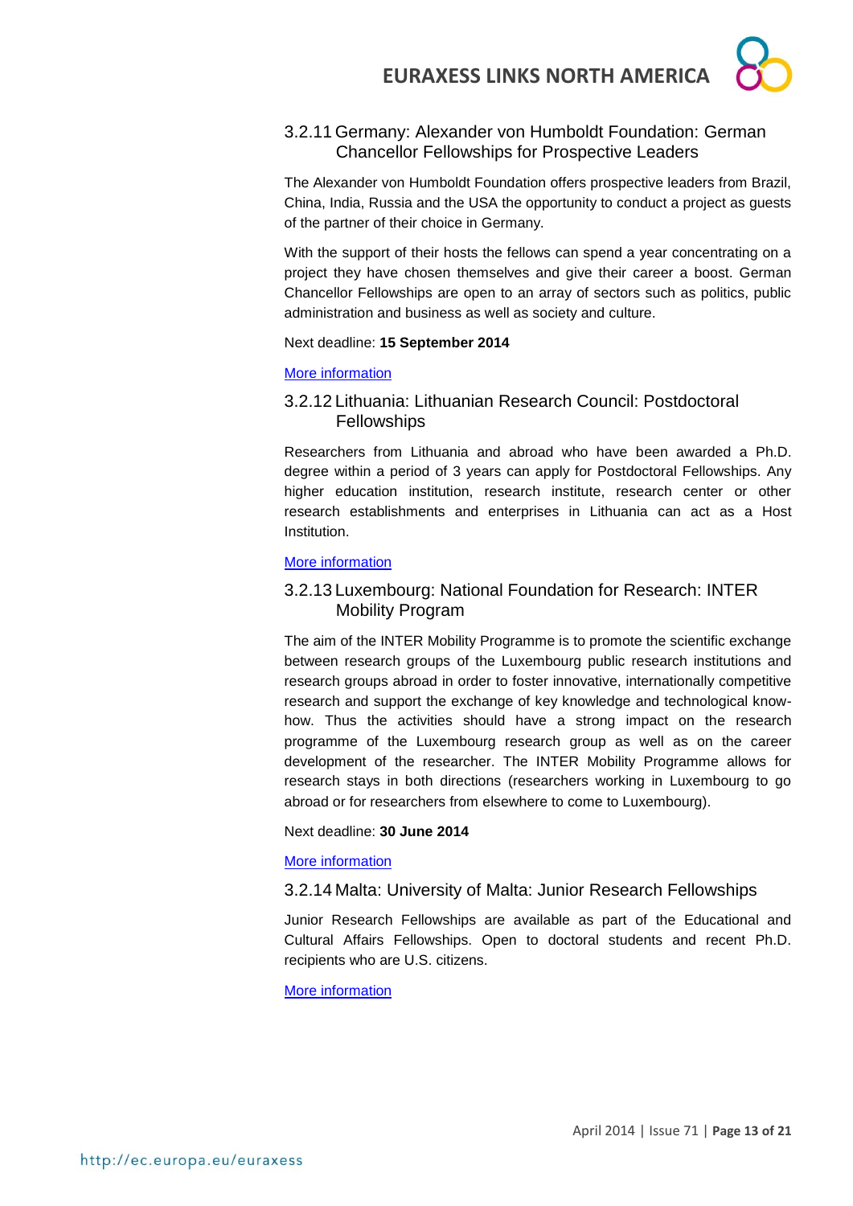### 3.2.11 Germany: Alexander von Humboldt Foundation: German Chancellor Fellowships for Prospective Leaders

The Alexander von Humboldt Foundation offers prospective leaders from Brazil, China, India, Russia and the USA the opportunity to conduct a project as guests of the partner of their choice in Germany.

With the support of their hosts the fellows can spend a year concentrating on a project they have chosen themselves and give their career a boost. German Chancellor Fellowships are open to an array of sectors such as politics, public administration and business as well as society and culture.

Next deadline: **15 September 2014**

More information

### 3.2.12 Lithuania: Lithuanian Research Council: Postdoctoral Fellowships

Researchers from Lithuania and abroad who have been awarded a Ph.D. degree within a period of 3 years can apply for Postdoctoral Fellowships. Any higher education institution, research institute, research center or other research establishments and enterprises in Lithuania can act as a Host Institution.

More information

### 3.2.13 Luxembourg: National Foundation for Research: INTER Mobility Program

The aim of the INTER Mobility Programme is to promote the scientific exchange between research groups of the Luxembourg public research institutions and research groups abroad in order to foster innovative, internationally competitive research and support the exchange of key knowledge and technological know-how. Thus the activities should have a strong impact on the research programme of the Luxembourg research group as well as on the career development of the researcher. The INTER Mobility Programme allows for research stays in both directions (researchers working in Luxembourg to go abroad or for researchers from elsewhere to come to Luxembourg).

Next deadline: **30 June 2014**

More information

### 3.2.14 Malta: University of Malta: Junior Research Fellowships

Junior Research Fellowships are available as part of the Educational and Cultural Affairs Fellowships. Open to doctoral students and recent Ph.D. recipients who are U.S. citizens.

More information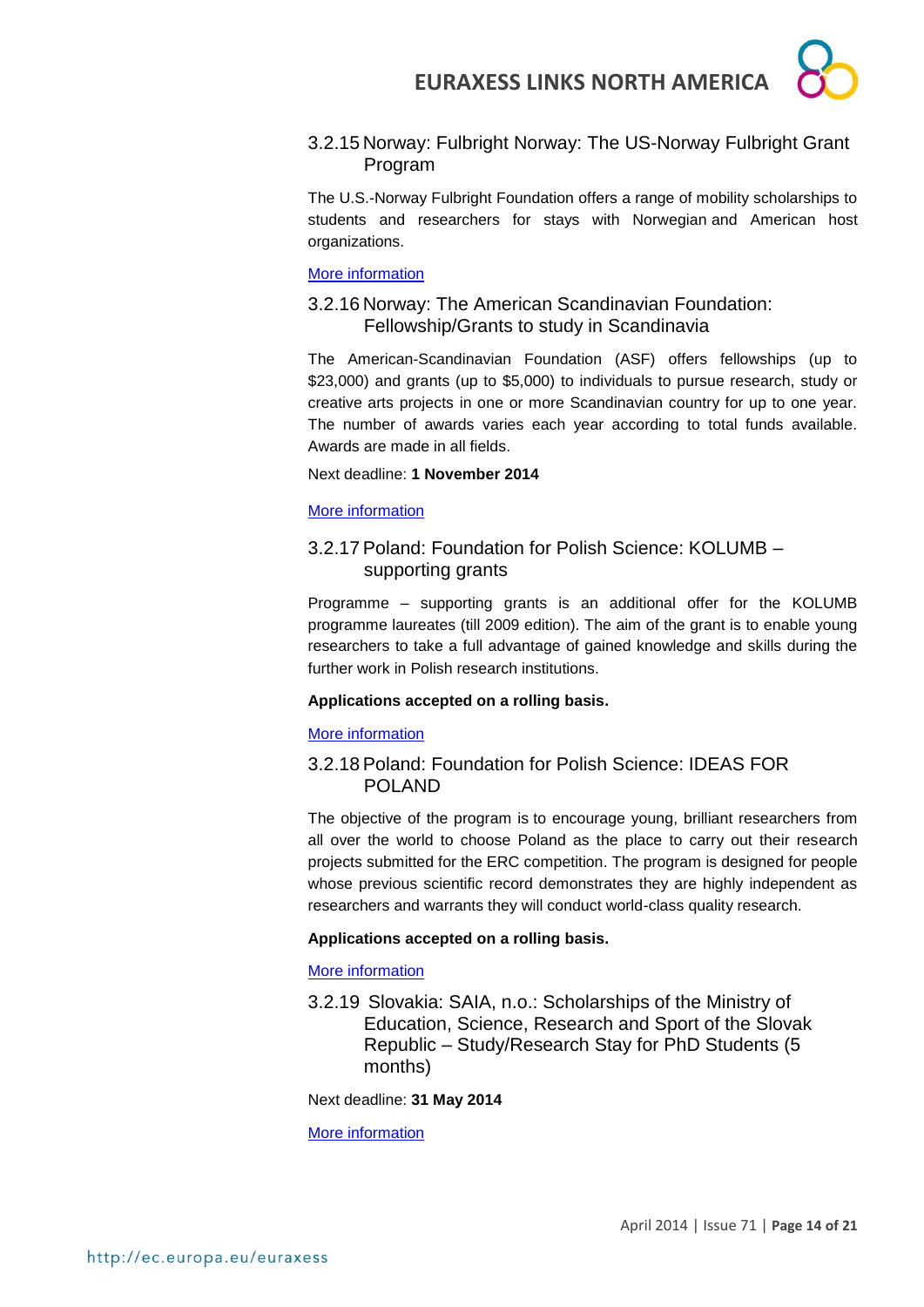### 3.2.15 Norway: Fulbright Norway: The US-Norway Fulbright Grant Program

The U.S.-Norway Fulbright Foundation offers a range of mobility scholarships to students and researchers for stays with Norwegian and American host organizations.

More information

### 3.2.16 Norway: The American Scandinavian Foundation: Fellowship/Grants to study in Scandinavia

The American-Scandinavian Foundation (ASF) offers fellowships (up to $23,000) and grants (up to $5,000) to individuals to pursue research, study or creative arts projects in one or more Scandinavian country for up to one year. The number of awards varies each year according to total funds available. Awards are made in all fields.

Next deadline: **1 November 2014**

More information

### 3.2.17 Poland: Foundation for Polish Science: KOLUMB – supporting grants

Programme – supporting grants is an additional offer for the KOLUMB programme laureates (till 2009 edition). The aim of the grant is to enable young researchers to take a full advantage of gained knowledge and skills during the further work in Polish research institutions.

**Applications accepted on a rolling basis.**

More information

### 3.2.18 Poland: Foundation for Polish Science: IDEAS FOR POLAND

The objective of the program is to encourage young, brilliant researchers from all over the world to choose Poland as the place to carry out their research projects submitted for the ERC competition. The program is designed for people whose previous scientific record demonstrates they are highly independent as researchers and warrants they will conduct world-class quality research.

**Applications accepted on a rolling basis.**

More information

### 3.2.19 Slovakia: SAIA, n.o.: Scholarships of the Ministry of Education, Science, Research and Sport of the Slovak Republic – Study/Research Stay for PhD Students (5 months)

Next deadline: **31 May 2014**

More information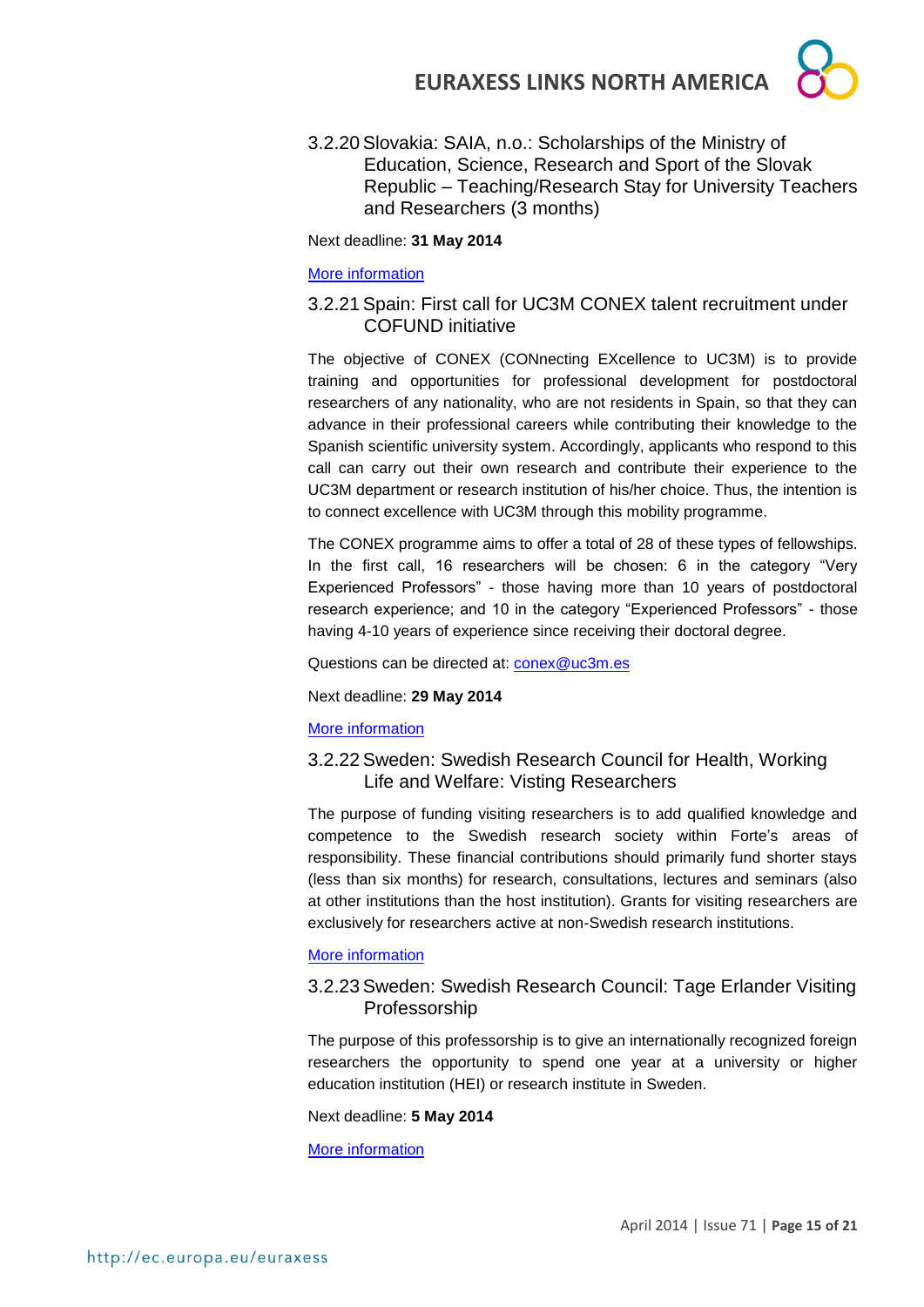### 3.2.20 Slovakia: SAIA, n.o.: Scholarships of the Ministry of Education, Science, Research and Sport of the Slovak Republic – Teaching/Research Stay for University Teachers and Researchers (3 months)

Next deadline: **31 May 2014**

More information

### 3.2.21 Spain: First call for UC3M CONEX talent recruitment under COFUND initiative

The objective of CONEX (CONnecting EXcellence to UC3M) is to provide training and opportunities for professional development for postdoctoral researchers of any nationality, who are not residents in Spain, so that they can advance in their professional careers while contributing their knowledge to the Spanish scientific university system. Accordingly, applicants who respond to this call can carry out their own research and contribute their experience to the UC3M department or research institution of his/her choice. Thus, the intention is to connect excellence with UC3M through this mobility programme.

The CONEX programme aims to offer a total of 28 of these types of fellowships. In the first call, 16 researchers will be chosen: 6 in the category "Very Experienced Professors" - those having more than 10 years of postdoctoral research experience; and 10 in the category "Experienced Professors" - those having 4-10 years of experience since receiving their doctoral degree.

Questions can be directed at: conex@uc3m.es

Next deadline: **29 May 2014**

More information

### 3.2.22 Sweden: Swedish Research Council for Health, Working Life and Welfare: Visting Researchers

The purpose of funding visiting researchers is to add qualified knowledge and competence to the Swedish research society within Forte's areas of responsibility. These financial contributions should primarily fund shorter stays (less than six months) for research, consultations, lectures and seminars (also at other institutions than the host institution). Grants for visiting researchers are exclusively for researchers active at non-Swedish research institutions.

More information

### 3.2.23 Sweden: Swedish Research Council: Tage Erlander Visiting Professorship

The purpose of this professorship is to give an internationally recognized foreign researchers the opportunity to spend one year at a university or higher education institution (HEI) or research institute in Sweden.

Next deadline: **5 May 2014**

More information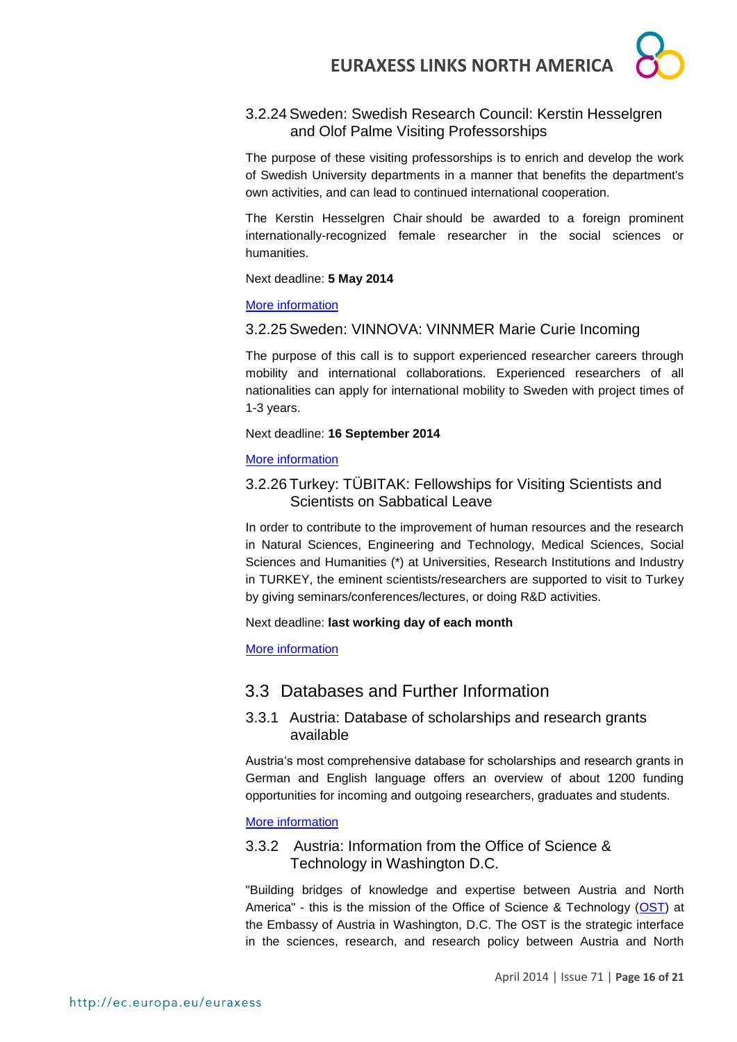### 3.2.24 Sweden: Swedish Research Council: Kerstin Hesselgren and Olof Palme Visiting Professorships

The purpose of these visiting professorships is to enrich and develop the work of Swedish University departments in a manner that benefits the department's own activities, and can lead to continued international cooperation.

The Kerstin Hesselgren Chair should be awarded to a foreign prominent internationally-recognized female researcher in the social sciences or humanities.

Next deadline: **5 May 2014**

More information

### 3.2.25 Sweden: VINNOVA: VINNMER Marie Curie Incoming

The purpose of this call is to support experienced researcher careers through mobility and international collaborations. Experienced researchers of all nationalities can apply for international mobility to Sweden with project times of 1-3 years.

Next deadline: **16 September 2014**

More information

### 3.2.26 Turkey: TÜBITAK: Fellowships for Visiting Scientists and Scientists on Sabbatical Leave

In order to contribute to the improvement of human resources and the research in Natural Sciences, Engineering and Technology, Medical Sciences, Social Sciences and Humanities (*) at Universities, Research Institutions and Industry in TURKEY, the eminent scientists/researchers are supported to visit to Turkey by giving seminars/conferences/lectures, or doing R&D activities.

Next deadline: **last working day of each month**

More information

## 3.3 Databases and Further Information

### 3.3.1 Austria: Database of scholarships and research grants available

Austria's most comprehensive database for scholarships and research grants in German and English language offers an overview of about 1200 funding opportunities for incoming and outgoing researchers, graduates and students.

More information

### 3.3.2 Austria: Information from the Office of Science & Technology in Washington D.C.

"Building bridges of knowledge and expertise between Austria and North America" - this is the mission of the Office of Science & Technology (OST) at the Embassy of Austria in Washington, D.C. The OST is the strategic interface in the sciences, research, and research policy between Austria and North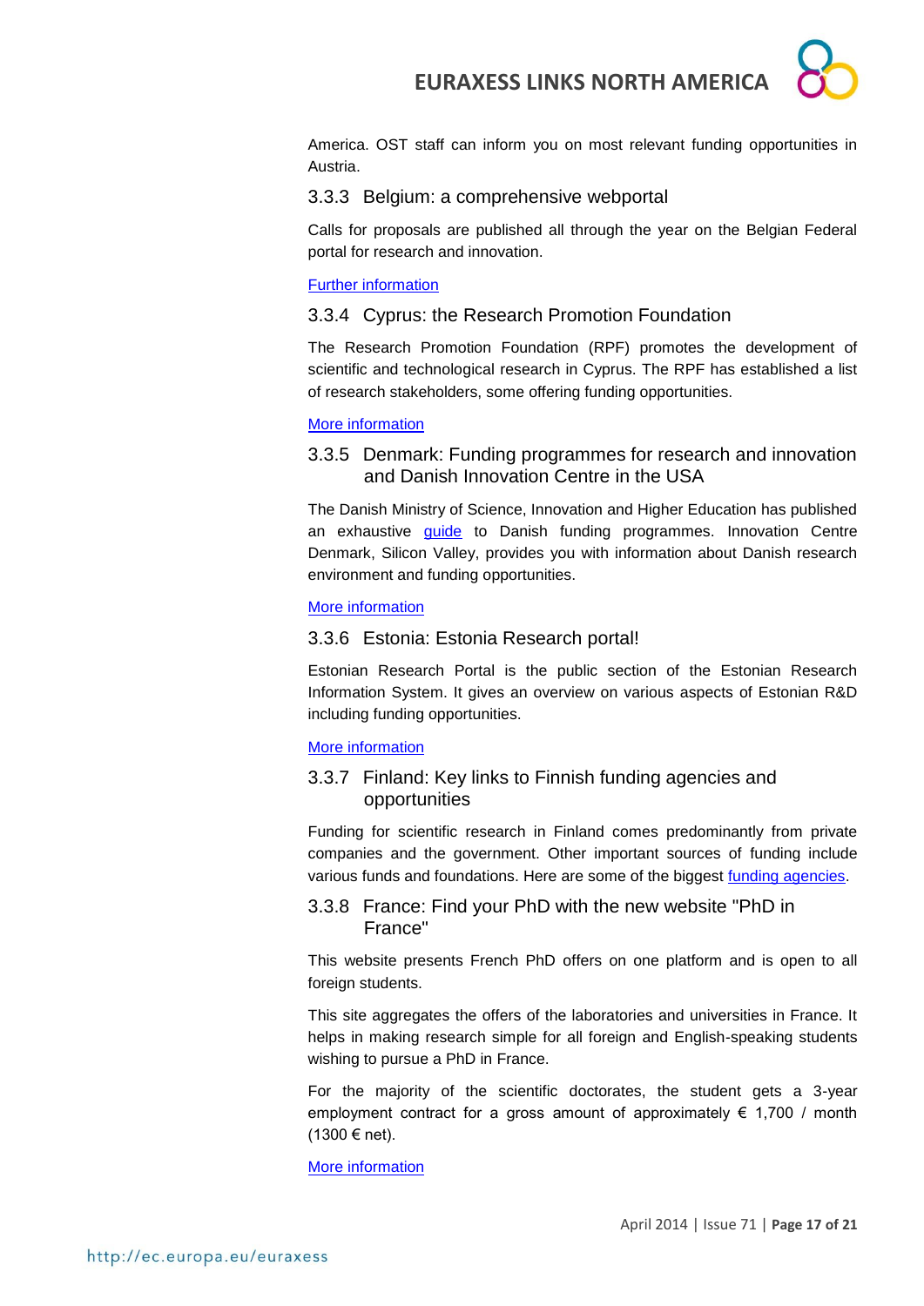America. OST staff can inform you on most relevant funding opportunities in Austria.

### 3.3.3 Belgium: a comprehensive webportal

Calls for proposals are published all through the year on the Belgian Federal portal for research and innovation.

Further information

### 3.3.4 Cyprus: the Research Promotion Foundation

The Research Promotion Foundation (RPF) promotes the development of scientific and technological research in Cyprus. The RPF has established a list of research stakeholders, some offering funding opportunities.

More information

### 3.3.5 Denmark: Funding programmes for research and innovation and Danish Innovation Centre in the USA

The Danish Ministry of Science, Innovation and Higher Education has published an exhaustive guide to Danish funding programmes. Innovation Centre Denmark, Silicon Valley, provides you with information about Danish research environment and funding opportunities.

More information

### 3.3.6 Estonia: Estonia Research portal!

Estonian Research Portal is the public section of the Estonian Research Information System. It gives an overview on various aspects of Estonian R&D including funding opportunities.

More information

### 3.3.7 Finland: Key links to Finnish funding agencies and opportunities

Funding for scientific research in Finland comes predominantly from private companies and the government. Other important sources of funding include various funds and foundations. Here are some of the biggest funding agencies.

### 3.3.8 France: Find your PhD with the new website "PhD in France"

This website presents French PhD offers on one platform and is open to all foreign students.

This site aggregates the offers of the laboratories and universities in France. It helps in making research simple for all foreign and English-speaking students wishing to pursue a PhD in France.

For the majority of the scientific doctorates, the student gets a 3-year employment contract for a gross amount of approximately € 1,700 / month (1300 € net).

More information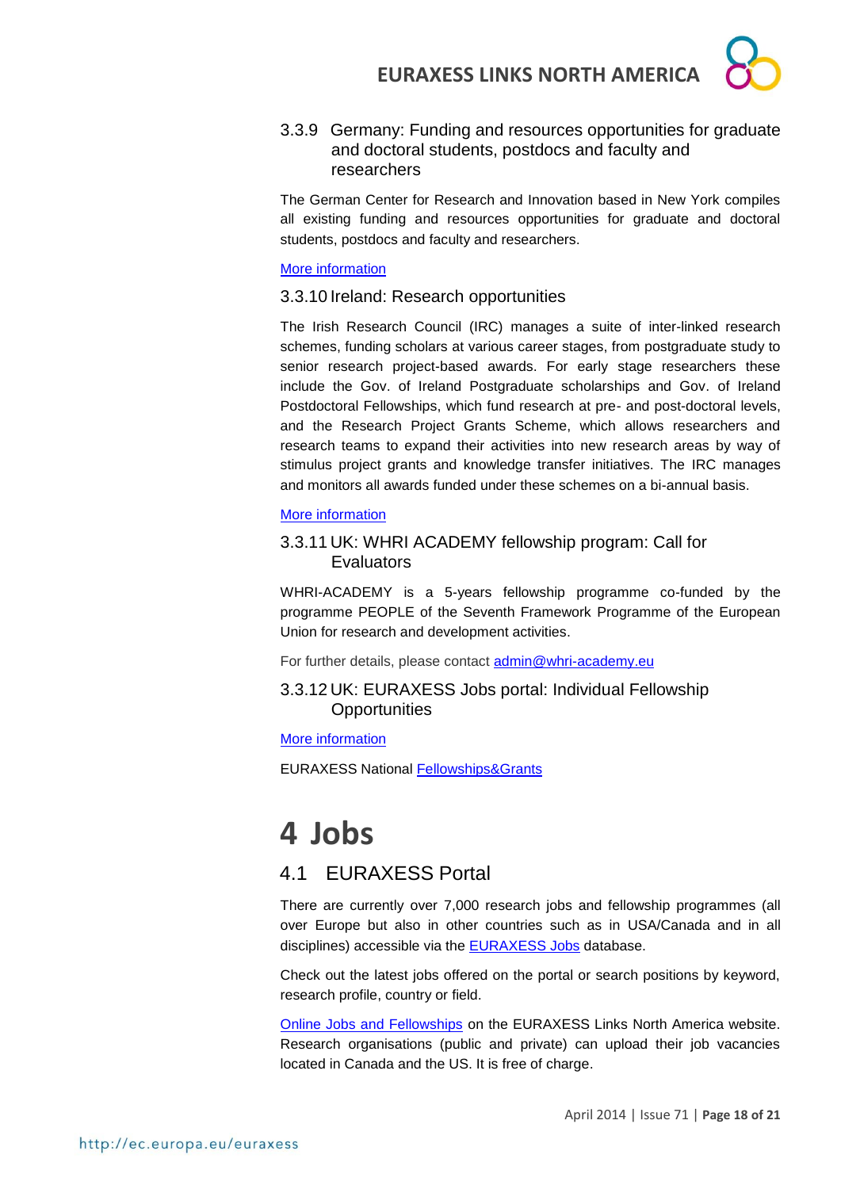### 3.3.9 Germany: Funding and resources opportunities for graduate and doctoral students, postdocs and faculty and researchers

The German Center for Research and Innovation based in New York compiles all existing funding and resources opportunities for graduate and doctoral students, postdocs and faculty and researchers.

More information

### 3.3.10 Ireland: Research opportunities

The Irish Research Council (IRC) manages a suite of inter-linked research schemes, funding scholars at various career stages, from postgraduate study to senior research project-based awards. For early stage researchers these include the Gov. of Ireland Postgraduate scholarships and Gov. of Ireland Postdoctoral Fellowships, which fund research at pre- and post-doctoral levels, and the Research Project Grants Scheme, which allows researchers and research teams to expand their activities into new research areas by way of stimulus project grants and knowledge transfer initiatives. The IRC manages and monitors all awards funded under these schemes on a bi-annual basis.

More information

### 3.3.11 UK: WHRI ACADEMY fellowship program: Call for Evaluators

WHRI-ACADEMY is a 5-years fellowship programme co-funded by the programme PEOPLE of the Seventh Framework Programme of the European Union for research and development activities.

For further details, please contact admin@whri-academy.eu

### 3.3.12 UK: EURAXESS Jobs portal: Individual Fellowship Opportunities

More information

EURAXESS National Fellowships&Grants

# 4 Jobs

## 4.1 EURAXESS Portal

There are currently over 7,000 research jobs and fellowship programmes (all over Europe but also in other countries such as in USA/Canada and in all disciplines) accessible via the EURAXESS Jobs database.

Check out the latest jobs offered on the portal or search positions by keyword, research profile, country or field.

Online Jobs and Fellowships on the EURAXESS Links North America website. Research organisations (public and private) can upload their job vacancies located in Canada and the US. It is free of charge.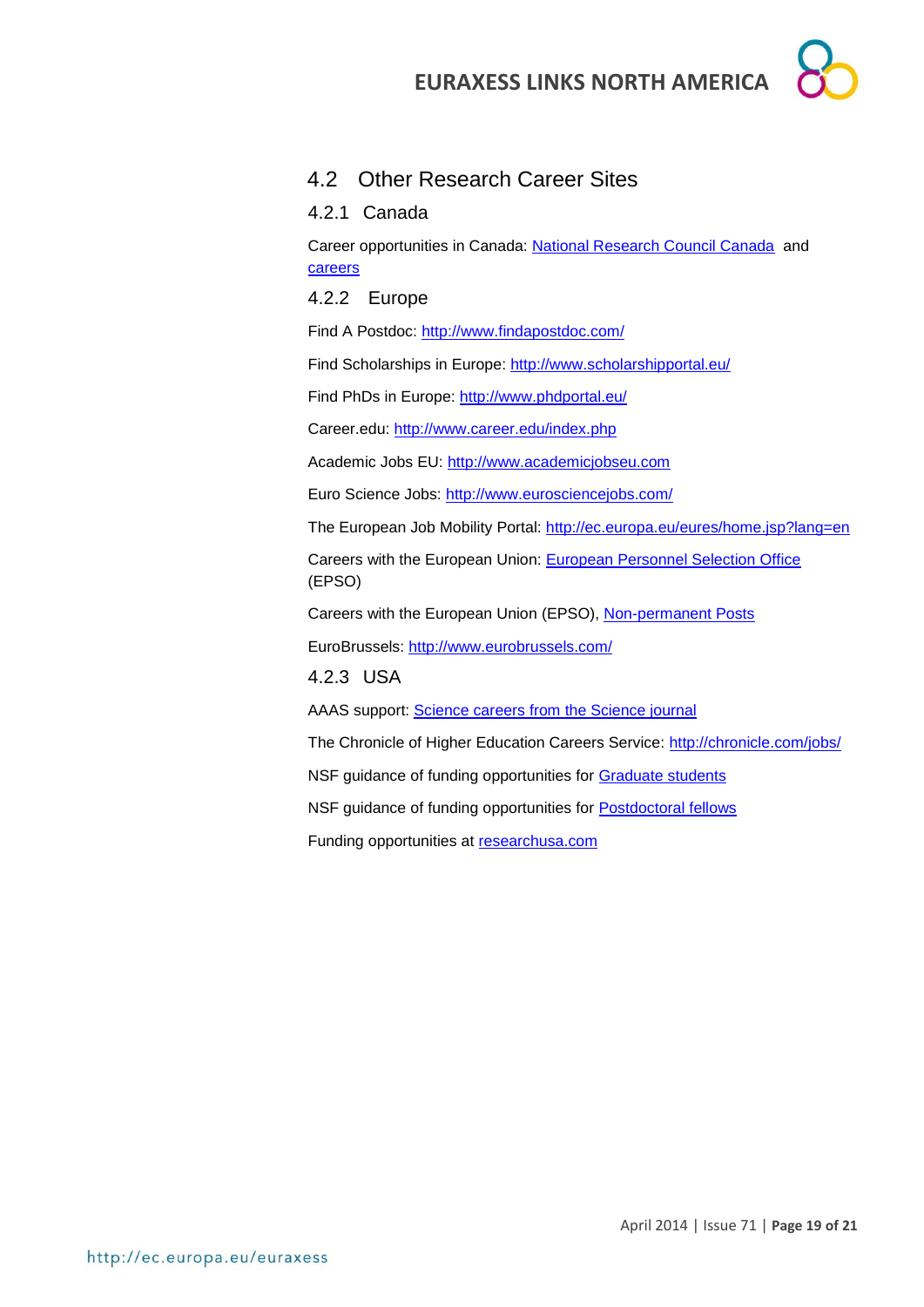## 4.2 Other Research Career Sites

### 4.2.1 Canada

Career opportunities in Canada: National Research Council Canada and careers

### 4.2.2 Europe

Find A Postdoc: http://www.findapostdoc.com/

Find Scholarships in Europe: http://www.scholarshipportal.eu/

Find PhDs in Europe: http://www.phdportal.eu/

Career.edu: http://www.career.edu/index.php

Academic Jobs EU: http://www.academicjobseu.com

Euro Science Jobs: http://www.eurosciencejobs.com/

The European Job Mobility Portal: http://ec.europa.eu/eures/home.jsp?lang=en

Careers with the European Union: European Personnel Selection Office (EPSO)

Careers with the European Union (EPSO), Non-permanent Posts

EuroBrussels: http://www.eurobrussels.com/

### 4.2.3 USA

AAAS support: Science careers from the Science journal

The Chronicle of Higher Education Careers Service: http://chronicle.com/jobs/

NSF guidance of funding opportunities for Graduate students

NSF guidance of funding opportunities for Postdoctoral fellows

Funding opportunities at researchusa.com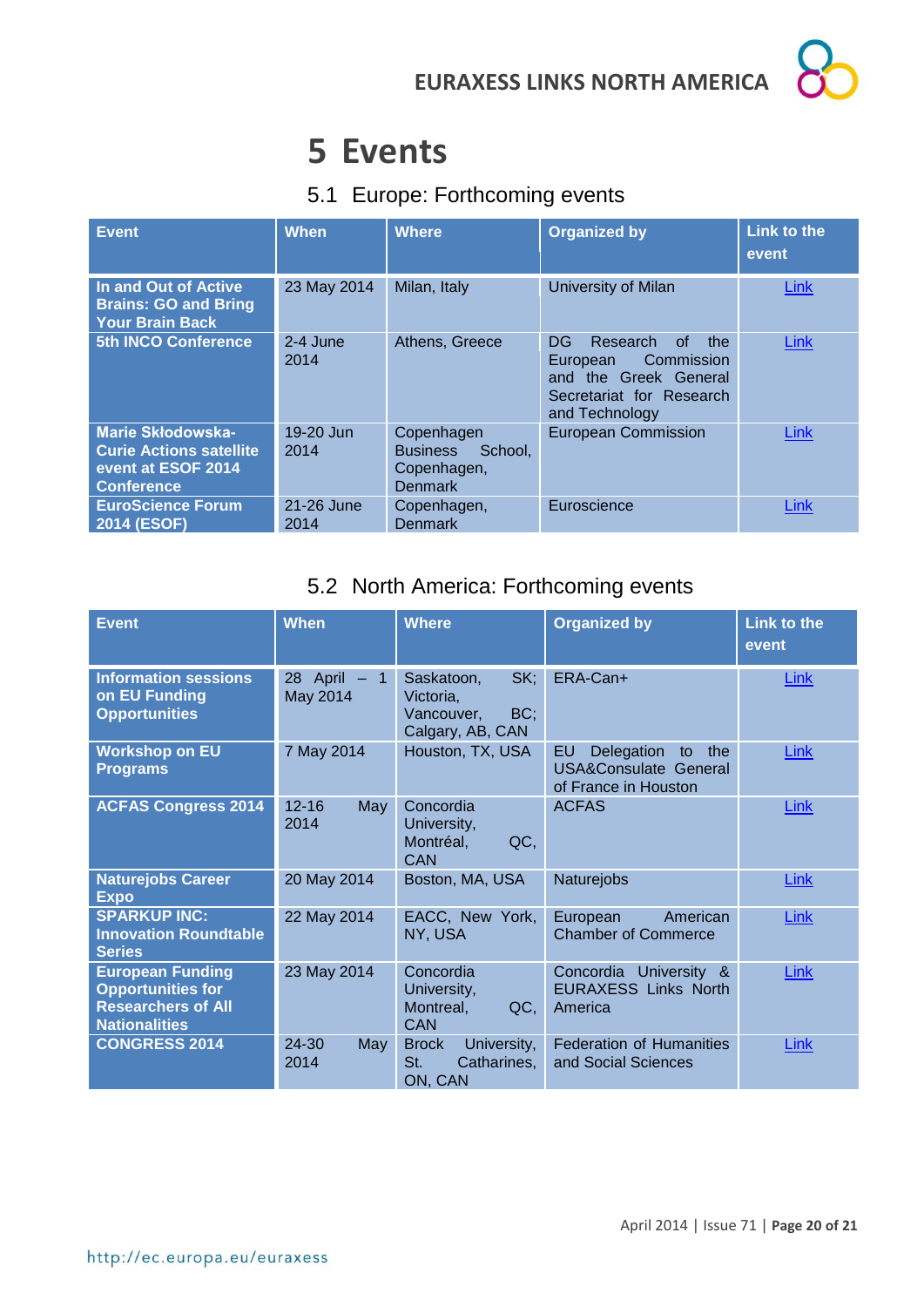# 5 Events

## 5.1 Europe: Forthcoming events

| Event | When | Where | Organized by | Link to the event |
|---|---|---|---|---|
| **In and Out of Active Brains: GO and Bring Your Brain Back** | 23 May 2014 | Milan, Italy | University of Milan | Link |
| **5th INCO Conference** | 2-4 June 2014 | Athens, Greece | DG Research of the European Commission and the Greek General Secretariat for Research and Technology | Link |
| **Marie Skłodowska-Curie Actions satellite event at ESOF 2014 Conference** | 19-20 Jun 2014 | Copenhagen Business School, Copenhagen, Denmark | European Commission | Link |
| **EuroScience Forum 2014 (ESOF)** | 21-26 June 2014 | Copenhagen, Denmark | Euroscience | Link |

## 5.2 North America: Forthcoming events

| Event | When | Where | Organized by | Link to the event |
|---|---|---|---|---|
| **Information sessions on EU Funding Opportunities** | 28 April – 1 May 2014 | Saskatoon, SK; Victoria, Vancouver, BC; Calgary, AB, CAN | ERA-Can+ | Link |
| **Workshop on EU Programs** | 7 May 2014 | Houston, TX, USA | EU Delegation to the USA&Consulate General of France in Houston | Link |
| **ACFAS Congress 2014** | 12-16 May 2014 | Concordia University, Montréal, QC, CAN | ACFAS | Link |
| **Naturejobs Career Expo** | 20 May 2014 | Boston, MA, USA | Naturejobs | Link |
| **SPARKUP INC: Innovation Roundtable Series** | 22 May 2014 | EACC, New York, NY, USA | European American Chamber of Commerce | Link |
| **European Funding Opportunities for Researchers of All Nationalities** | 23 May 2014 | Concordia University, Montreal, QC, CAN | Concordia University & EURAXESS Links North America | Link |
| **CONGRESS 2014** | 24-30 May 2014 | Brock University, St. Catharines, ON, CAN | Federation of Humanities and Social Sciences | Link |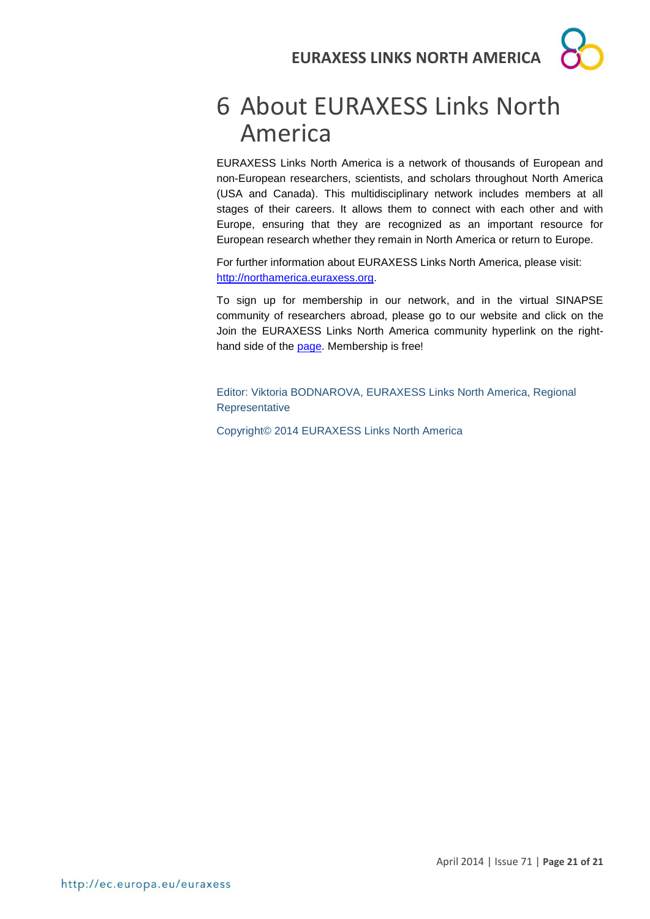# 6 About EURAXESS Links North America

EURAXESS Links North America is a network of thousands of European and non-European researchers, scientists, and scholars throughout North America (USA and Canada). This multidisciplinary network includes members at all stages of their careers. It allows them to connect with each other and with Europe, ensuring that they are recognized as an important resource for European research whether they remain in North America or return to Europe.

For further information about EURAXESS Links North America, please visit: http://northamerica.euraxess.org.

To sign up for membership in our network, and in the virtual SINAPSE community of researchers abroad, please go to our website and click on the Join the EURAXESS Links North America community hyperlink on the right-hand side of the page. Membership is free!

Editor: Viktoria BODNAROVA, EURAXESS Links North America, Regional Representative

Copyright© 2014 EURAXESS Links North America